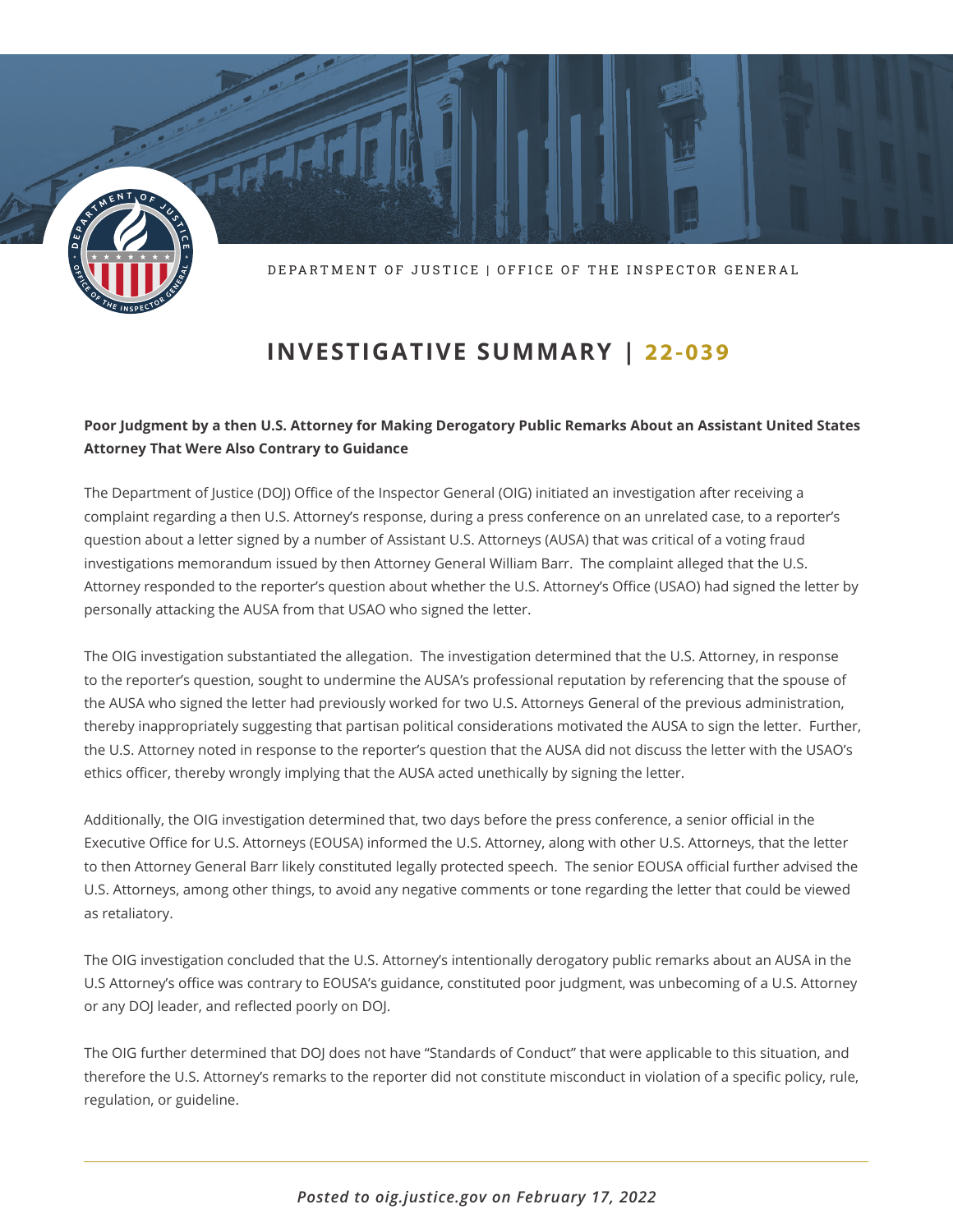DEPARTMENT OF JUSTICE | OFFICE OF THE INSPECTOR GENERAL

# INVESTIGATIVE SUMMARY | 22-039

**Poor Judgment by a then U.S. Attorney for Making Derogatory Public Remarks About an Assistant United States Attorney That Were Also Contrary to Guidance**

The Department of Justice (DOJ) Office of the Inspector General (OIG) initiated an investigation after receiving a complaint regarding a then U.S. Attorney's response, during a press conference on an unrelated case, to a reporter's question about a letter signed by a number of Assistant U.S. Attorneys (AUSA) that was critical of a voting fraud investigations memorandum issued by then Attorney General William Barr. The complaint alleged that the U.S. Attorney responded to the reporter's question about whether the U.S. Attorney's Office (USAO) had signed the letter by personally attacking the AUSA from that USAO who signed the letter.

The OIG investigation substantiated the allegation. The investigation determined that the U.S. Attorney, in response to the reporter's question, sought to undermine the AUSA's professional reputation by referencing that the spouse of the AUSA who signed the letter had previously worked for two U.S. Attorneys General of the previous administration, thereby inappropriately suggesting that partisan political considerations motivated the AUSA to sign the letter. Further, the U.S. Attorney noted in response to the reporter's question that the AUSA did not discuss the letter with the USAO's ethics officer, thereby wrongly implying that the AUSA acted unethically by signing the letter.

Additionally, the OIG investigation determined that, two days before the press conference, a senior official in the Executive Office for U.S. Attorneys (EOUSA) informed the U.S. Attorney, along with other U.S. Attorneys, that the letter to then Attorney General Barr likely constituted legally protected speech. The senior EOUSA official further advised the U.S. Attorneys, among other things, to avoid any negative comments or tone regarding the letter that could be viewed as retaliatory.

The OIG investigation concluded that the U.S. Attorney's intentionally derogatory public remarks about an AUSA in the U.S Attorney's office was contrary to EOUSA's guidance, constituted poor judgment, was unbecoming of a U.S. Attorney or any DOJ leader, and reflected poorly on DOJ.

The OIG further determined that DOJ does not have "Standards of Conduct" that were applicable to this situation, and therefore the U.S. Attorney's remarks to the reporter did not constitute misconduct in violation of a specific policy, rule, regulation, or guideline.

---

*Posted to oig.justice.gov on February 17, 2022*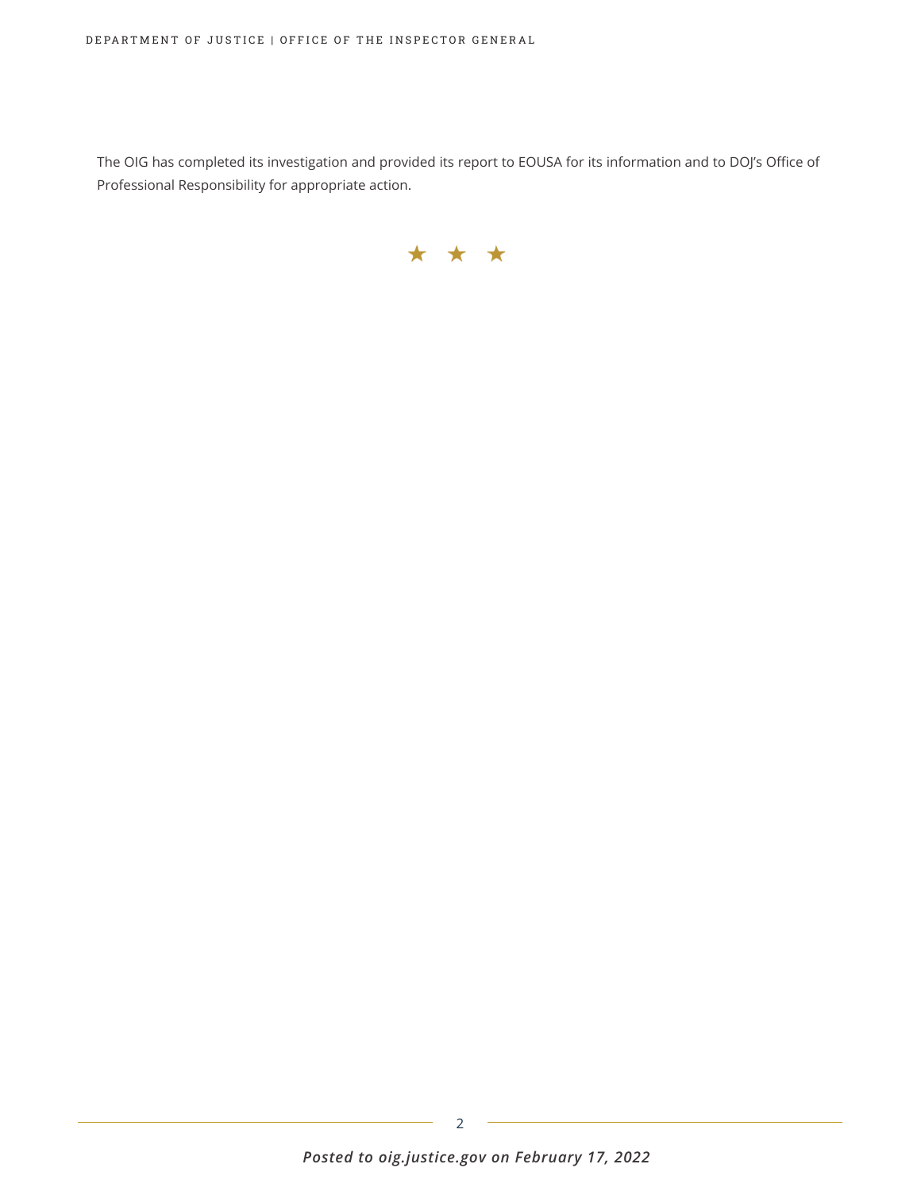The OIG has completed its investigation and provided its report to EOUSA for its information and to DOJ's Office of Professional Responsibility for appropriate action.

★ ★ ★

*Posted to oig.justice.gov on February 17, 2022*